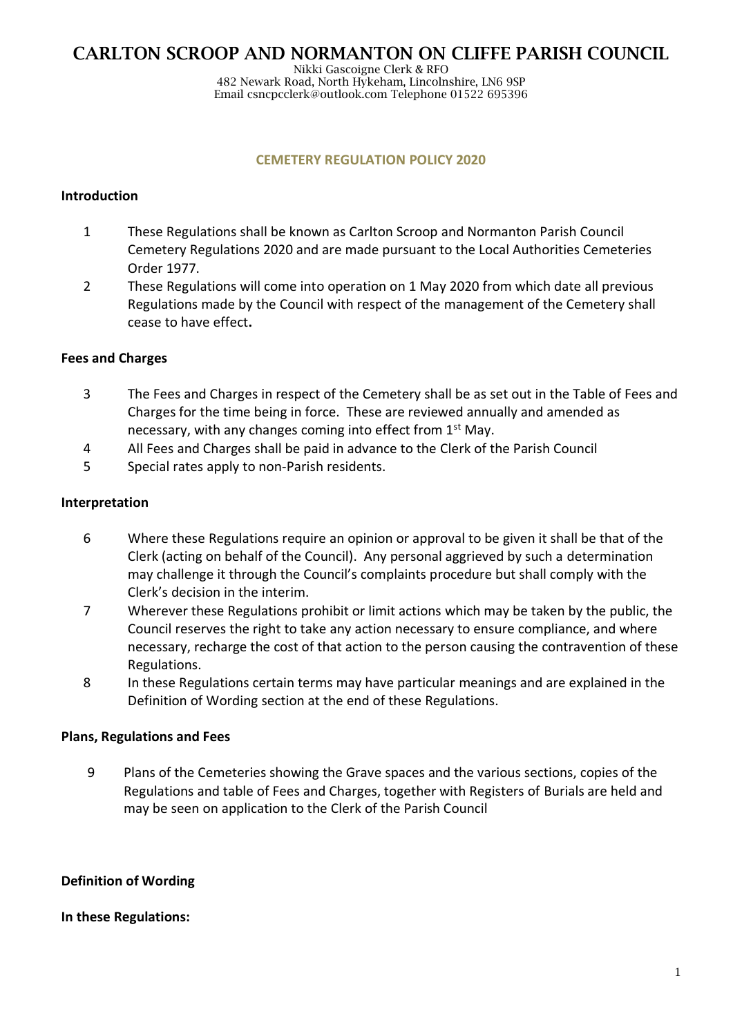# CARLTON SCROOP AND NORMANTON ON CLIFFE PARISH COUNCIL

Nikki Gascoigne Clerk & RFO
482 Newark Road, North Hykeham, Lincolnshire, LN6 9SP
Email csncpcclerk@outlook.com Telephone 01522 695396

## CEMETERY REGULATION POLICY 2020

### Introduction

1. These Regulations shall be known as Carlton Scroop and Normanton Parish Council Cemetery Regulations 2020 and are made pursuant to the Local Authorities Cemeteries Order 1977.
2. These Regulations will come into operation on 1 May 2020 from which date all previous Regulations made by the Council with respect of the management of the Cemetery shall cease to have effect**.**

### Fees and Charges

3. The Fees and Charges in respect of the Cemetery shall be as set out in the Table of Fees and Charges for the time being in force. These are reviewed annually and amended as necessary, with any changes coming into effect from 1st May.
4. All Fees and Charges shall be paid in advance to the Clerk of the Parish Council
5. Special rates apply to non-Parish residents.

### Interpretation

6. Where these Regulations require an opinion or approval to be given it shall be that of the Clerk (acting on behalf of the Council). Any personal aggrieved by such a determination may challenge it through the Council's complaints procedure but shall comply with the Clerk's decision in the interim.
7. Wherever these Regulations prohibit or limit actions which may be taken by the public, the Council reserves the right to take any action necessary to ensure compliance, and where necessary, recharge the cost of that action to the person causing the contravention of these Regulations.
8. In these Regulations certain terms may have particular meanings and are explained in the Definition of Wording section at the end of these Regulations.

### Plans, Regulations and Fees

9. Plans of the Cemeteries showing the Grave spaces and the various sections, copies of the Regulations and table of Fees and Charges, together with Registers of Burials are held and may be seen on application to the Clerk of the Parish Council

### Definition of Wording

**In these Regulations:**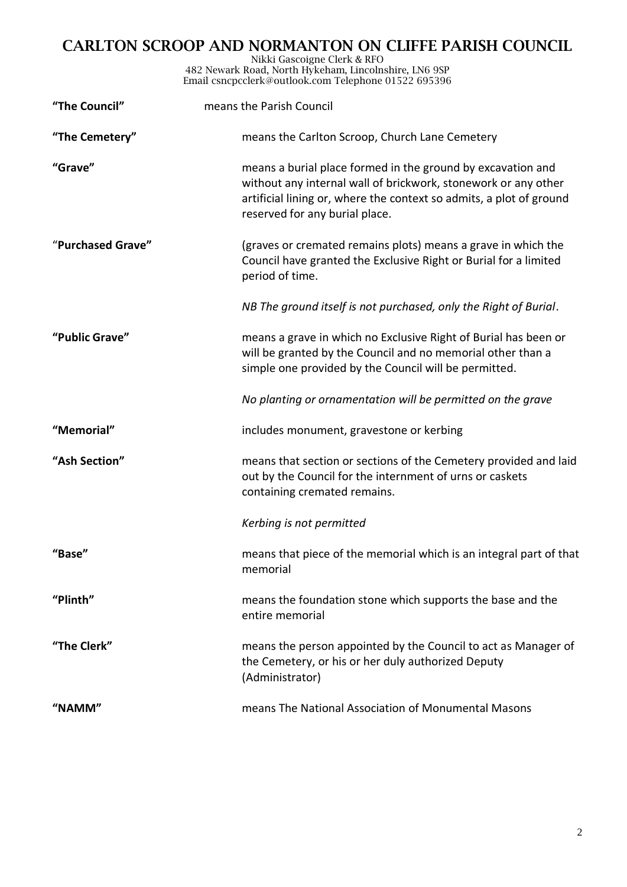# CARLTON SCROOP AND NORMANTON ON CLIFFE PARISH COUNCIL

Nikki Gascoigne Clerk & RFO
482 Newark Road, North Hykeham, Lincolnshire, LN6 9SP
Email csncpcclerk@outlook.com Telephone 01522 695396

**"The Council"** means the Parish Council

**"The Cemetery"** means the Carlton Scroop, Church Lane Cemetery

**"Grave"** means a burial place formed in the ground by excavation and without any internal wall of brickwork, stonework or any other artificial lining or, where the context so admits, a plot of ground reserved for any burial place.

"**Purchased Grave"** (graves or cremated remains plots) means a grave in which the Council have granted the Exclusive Right or Burial for a limited period of time.

*NB The ground itself is not purchased, only the Right of Burial*.

**"Public Grave"** means a grave in which no Exclusive Right of Burial has been or will be granted by the Council and no memorial other than a simple one provided by the Council will be permitted.

*No planting or ornamentation will be permitted on the grave*

**"Memorial"** includes monument, gravestone or kerbing

**"Ash Section"** means that section or sections of the Cemetery provided and laid out by the Council for the internment of urns or caskets containing cremated remains.

*Kerbing is not permitted*

**"Base"** means that piece of the memorial which is an integral part of that memorial

**"Plinth"** means the foundation stone which supports the base and the entire memorial

**"The Clerk"** means the person appointed by the Council to act as Manager of the Cemetery, or his or her duly authorized Deputy (Administrator)

**"NAMM"** means The National Association of Monumental Masons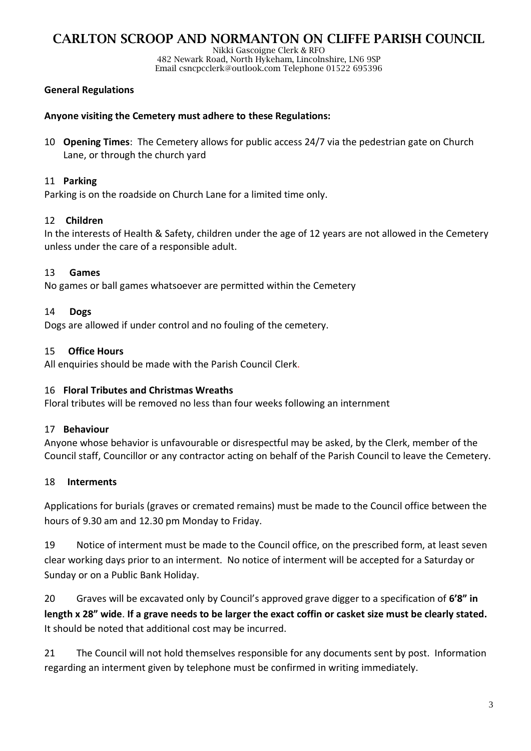# CARLTON SCROOP AND NORMANTON ON CLIFFE PARISH COUNCIL

Nikki Gascoigne Clerk & RFO
482 Newark Road, North Hykeham, Lincolnshire, LN6 9SP
Email csncpcclerk@outlook.com Telephone 01522 695396

**General Regulations**

**Anyone visiting the Cemetery must adhere to these Regulations:**

10 **Opening Times**: The Cemetery allows for public access 24/7 via the pedestrian gate on Church Lane, or through the church yard

11 **Parking**

Parking is on the roadside on Church Lane for a limited time only.

12 **Children**

In the interests of Health & Safety, children under the age of 12 years are not allowed in the Cemetery unless under the care of a responsible adult.

13 **Games**

No games or ball games whatsoever are permitted within the Cemetery

14 **Dogs**

Dogs are allowed if under control and no fouling of the cemetery.

15 **Office Hours**

All enquiries should be made with the Parish Council Clerk.

16 **Floral Tributes and Christmas Wreaths**

Floral tributes will be removed no less than four weeks following an internment

17 **Behaviour**

Anyone whose behavior is unfavourable or disrespectful may be asked, by the Clerk, member of the Council staff, Councillor or any contractor acting on behalf of the Parish Council to leave the Cemetery.

18 **Interments**

Applications for burials (graves or cremated remains) must be made to the Council office between the hours of 9.30 am and 12.30 pm Monday to Friday.

19 Notice of interment must be made to the Council office, on the prescribed form, at least seven clear working days prior to an interment. No notice of interment will be accepted for a Saturday or Sunday or on a Public Bank Holiday.

20 Graves will be excavated only by Council's approved grave digger to a specification of **6'8" in length x 28" wide**. **If a grave needs to be larger the exact coffin or casket size must be clearly stated.** It should be noted that additional cost may be incurred.

21 The Council will not hold themselves responsible for any documents sent by post. Information regarding an interment given by telephone must be confirmed in writing immediately.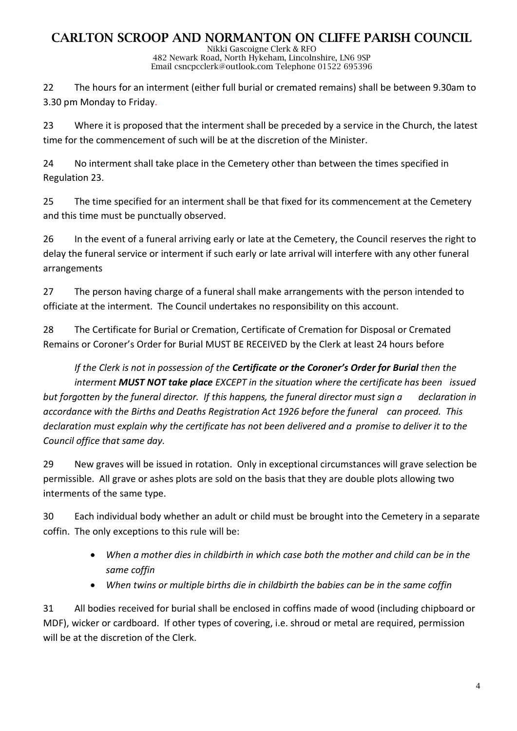22 The hours for an interment (either full burial or cremated remains) shall be between 9.30am to 3.30 pm Monday to Friday.

23 Where it is proposed that the interment shall be preceded by a service in the Church, the latest time for the commencement of such will be at the discretion of the Minister.

24 No interment shall take place in the Cemetery other than between the times specified in Regulation 23.

25 The time specified for an interment shall be that fixed for its commencement at the Cemetery and this time must be punctually observed.

26 In the event of a funeral arriving early or late at the Cemetery, the Council reserves the right to delay the funeral service or interment if such early or late arrival will interfere with any other funeral arrangements

27 The person having charge of a funeral shall make arrangements with the person intended to officiate at the interment. The Council undertakes no responsibility on this account.

28 The Certificate for Burial or Cremation, Certificate of Cremation for Disposal or Cremated Remains or Coroner's Order for Burial MUST BE RECEIVED by the Clerk at least 24 hours before

*If the Clerk is not in possession of the **Certificate or the Coroner's Order for Burial** then the interment **MUST NOT take place** EXCEPT in the situation where the certificate has been issued but forgotten by the funeral director. If this happens, the funeral director must sign a declaration in accordance with the Births and Deaths Registration Act 1926 before the funeral can proceed. This declaration must explain why the certificate has not been delivered and a promise to deliver it to the Council office that same day.*

29 New graves will be issued in rotation. Only in exceptional circumstances will grave selection be permissible. All grave or ashes plots are sold on the basis that they are double plots allowing two interments of the same type.

30 Each individual body whether an adult or child must be brought into the Cemetery in a separate coffin. The only exceptions to this rule will be:

- *When a mother dies in childbirth in which case both the mother and child can be in the same coffin*
- *When twins or multiple births die in childbirth the babies can be in the same coffin*

31 All bodies received for burial shall be enclosed in coffins made of wood (including chipboard or MDF), wicker or cardboard. If other types of covering, i.e. shroud or metal are required, permission will be at the discretion of the Clerk.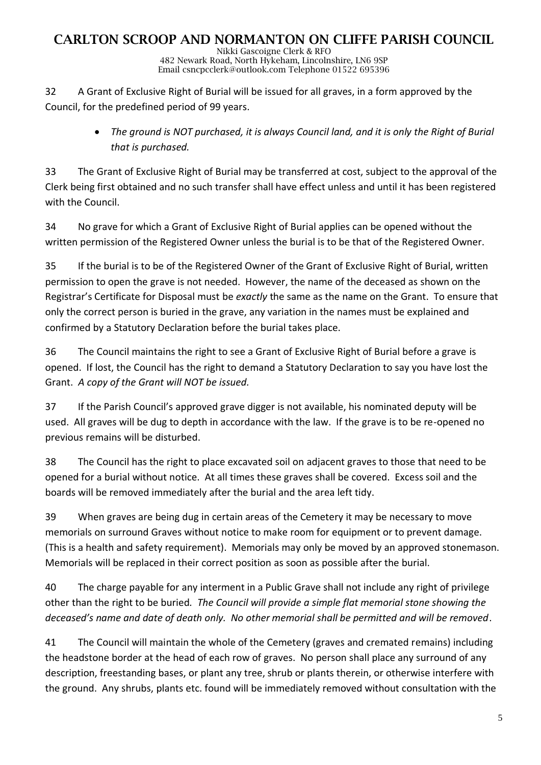32 A Grant of Exclusive Right of Burial will be issued for all graves, in a form approved by the Council, for the predefined period of 99 years.

- *The ground is NOT purchased, it is always Council land, and it is only the Right of Burial that is purchased.*

33 The Grant of Exclusive Right of Burial may be transferred at cost, subject to the approval of the Clerk being first obtained and no such transfer shall have effect unless and until it has been registered with the Council.

34 No grave for which a Grant of Exclusive Right of Burial applies can be opened without the written permission of the Registered Owner unless the burial is to be that of the Registered Owner.

35 If the burial is to be of the Registered Owner of the Grant of Exclusive Right of Burial, written permission to open the grave is not needed. However, the name of the deceased as shown on the Registrar's Certificate for Disposal must be *exactly* the same as the name on the Grant. To ensure that only the correct person is buried in the grave, any variation in the names must be explained and confirmed by a Statutory Declaration before the burial takes place.

36 The Council maintains the right to see a Grant of Exclusive Right of Burial before a grave is opened. If lost, the Council has the right to demand a Statutory Declaration to say you have lost the Grant. *A copy of the Grant will NOT be issued.*

37 If the Parish Council's approved grave digger is not available, his nominated deputy will be used. All graves will be dug to depth in accordance with the law. If the grave is to be re-opened no previous remains will be disturbed.

38 The Council has the right to place excavated soil on adjacent graves to those that need to be opened for a burial without notice. At all times these graves shall be covered. Excess soil and the boards will be removed immediately after the burial and the area left tidy.

39 When graves are being dug in certain areas of the Cemetery it may be necessary to move memorials on surround Graves without notice to make room for equipment or to prevent damage. (This is a health and safety requirement). Memorials may only be moved by an approved stonemason. Memorials will be replaced in their correct position as soon as possible after the burial.

40 The charge payable for any interment in a Public Grave shall not include any right of privilege other than the right to be buried*. The Council will provide a simple flat memorial stone showing the deceased's name and date of death only. No other memorial shall be permitted and will be removed*.

41 The Council will maintain the whole of the Cemetery (graves and cremated remains) including the headstone border at the head of each row of graves. No person shall place any surround of any description, freestanding bases, or plant any tree, shrub or plants therein, or otherwise interfere with the ground. Any shrubs, plants etc. found will be immediately removed without consultation with the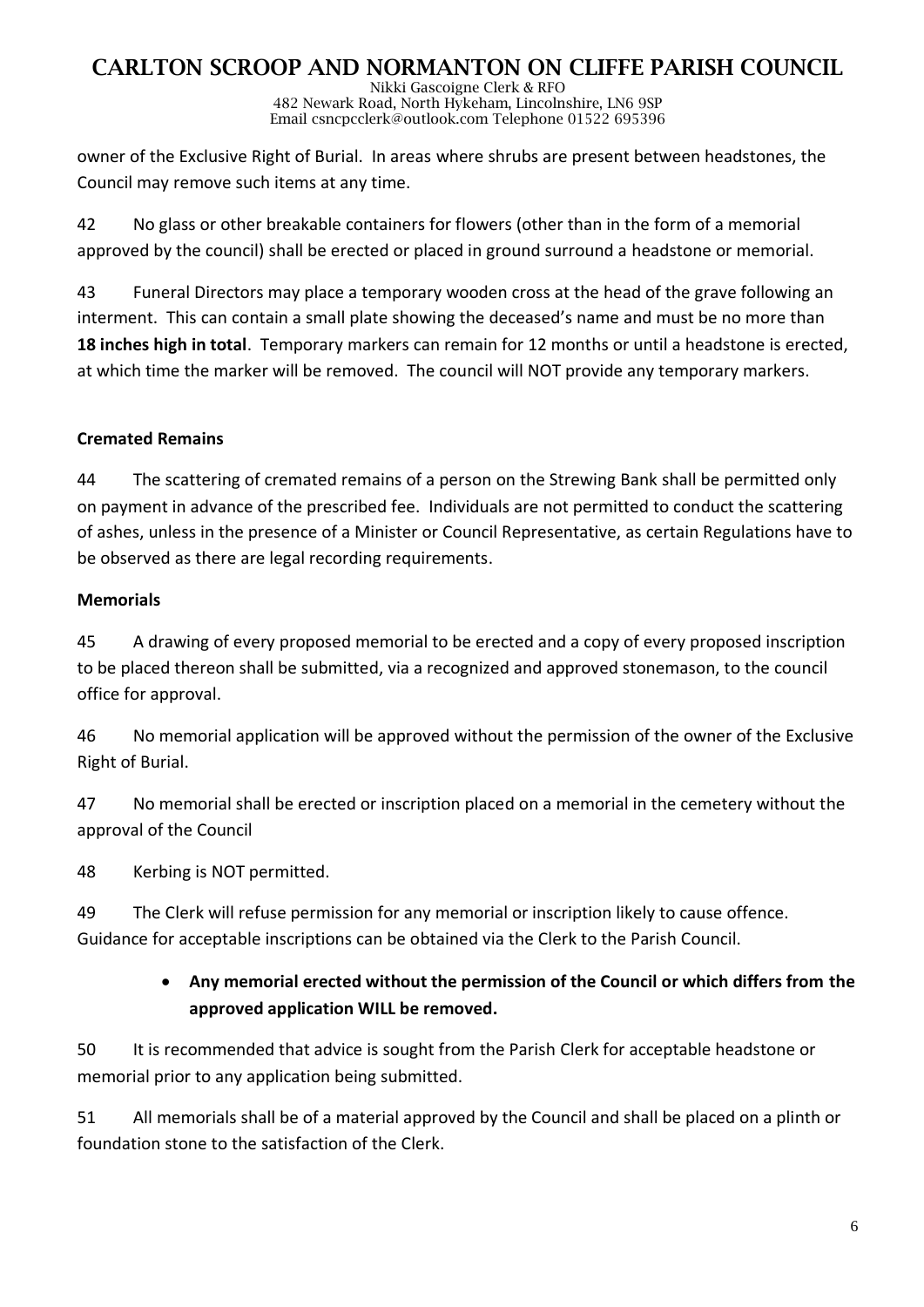owner of the Exclusive Right of Burial. In areas where shrubs are present between headstones, the Council may remove such items at any time.

42 No glass or other breakable containers for flowers (other than in the form of a memorial approved by the council) shall be erected or placed in ground surround a headstone or memorial.

43 Funeral Directors may place a temporary wooden cross at the head of the grave following an interment. This can contain a small plate showing the deceased's name and must be no more than **18 inches high in total**. Temporary markers can remain for 12 months or until a headstone is erected, at which time the marker will be removed. The council will NOT provide any temporary markers.

**Cremated Remains**

44 The scattering of cremated remains of a person on the Strewing Bank shall be permitted only on payment in advance of the prescribed fee. Individuals are not permitted to conduct the scattering of ashes, unless in the presence of a Minister or Council Representative, as certain Regulations have to be observed as there are legal recording requirements.

**Memorials**

45 A drawing of every proposed memorial to be erected and a copy of every proposed inscription to be placed thereon shall be submitted, via a recognized and approved stonemason, to the council office for approval.

46 No memorial application will be approved without the permission of the owner of the Exclusive Right of Burial.

47 No memorial shall be erected or inscription placed on a memorial in the cemetery without the approval of the Council

48 Kerbing is NOT permitted.

49 The Clerk will refuse permission for any memorial or inscription likely to cause offence. Guidance for acceptable inscriptions can be obtained via the Clerk to the Parish Council.

- **Any memorial erected without the permission of the Council or which differs from the approved application WILL be removed.**

50 It is recommended that advice is sought from the Parish Clerk for acceptable headstone or memorial prior to any application being submitted.

51 All memorials shall be of a material approved by the Council and shall be placed on a plinth or foundation stone to the satisfaction of the Clerk.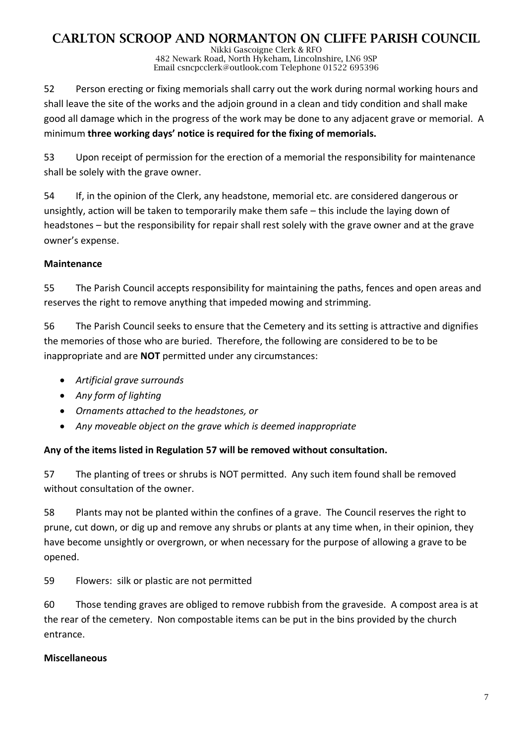52 Person erecting or fixing memorials shall carry out the work during normal working hours and shall leave the site of the works and the adjoin ground in a clean and tidy condition and shall make good all damage which in the progress of the work may be done to any adjacent grave or memorial. A minimum **three working days' notice is required for the fixing of memorials.**

53 Upon receipt of permission for the erection of a memorial the responsibility for maintenance shall be solely with the grave owner.

54 If, in the opinion of the Clerk, any headstone, memorial etc. are considered dangerous or unsightly, action will be taken to temporarily make them safe – this include the laying down of headstones – but the responsibility for repair shall rest solely with the grave owner and at the grave owner's expense.

**Maintenance**

55 The Parish Council accepts responsibility for maintaining the paths, fences and open areas and reserves the right to remove anything that impeded mowing and strimming.

56 The Parish Council seeks to ensure that the Cemetery and its setting is attractive and dignifies the memories of those who are buried. Therefore, the following are considered to be to be inappropriate and are **NOT** permitted under any circumstances:

- *Artificial grave surrounds*
- *Any form of lighting*
- *Ornaments attached to the headstones, or*
- *Any moveable object on the grave which is deemed inappropriate*

**Any of the items listed in Regulation 57 will be removed without consultation.**

57 The planting of trees or shrubs is NOT permitted. Any such item found shall be removed without consultation of the owner.

58 Plants may not be planted within the confines of a grave. The Council reserves the right to prune, cut down, or dig up and remove any shrubs or plants at any time when, in their opinion, they have become unsightly or overgrown, or when necessary for the purpose of allowing a grave to be opened.

59 Flowers: silk or plastic are not permitted

60 Those tending graves are obliged to remove rubbish from the graveside. A compost area is at the rear of the cemetery. Non compostable items can be put in the bins provided by the church entrance.

**Miscellaneous**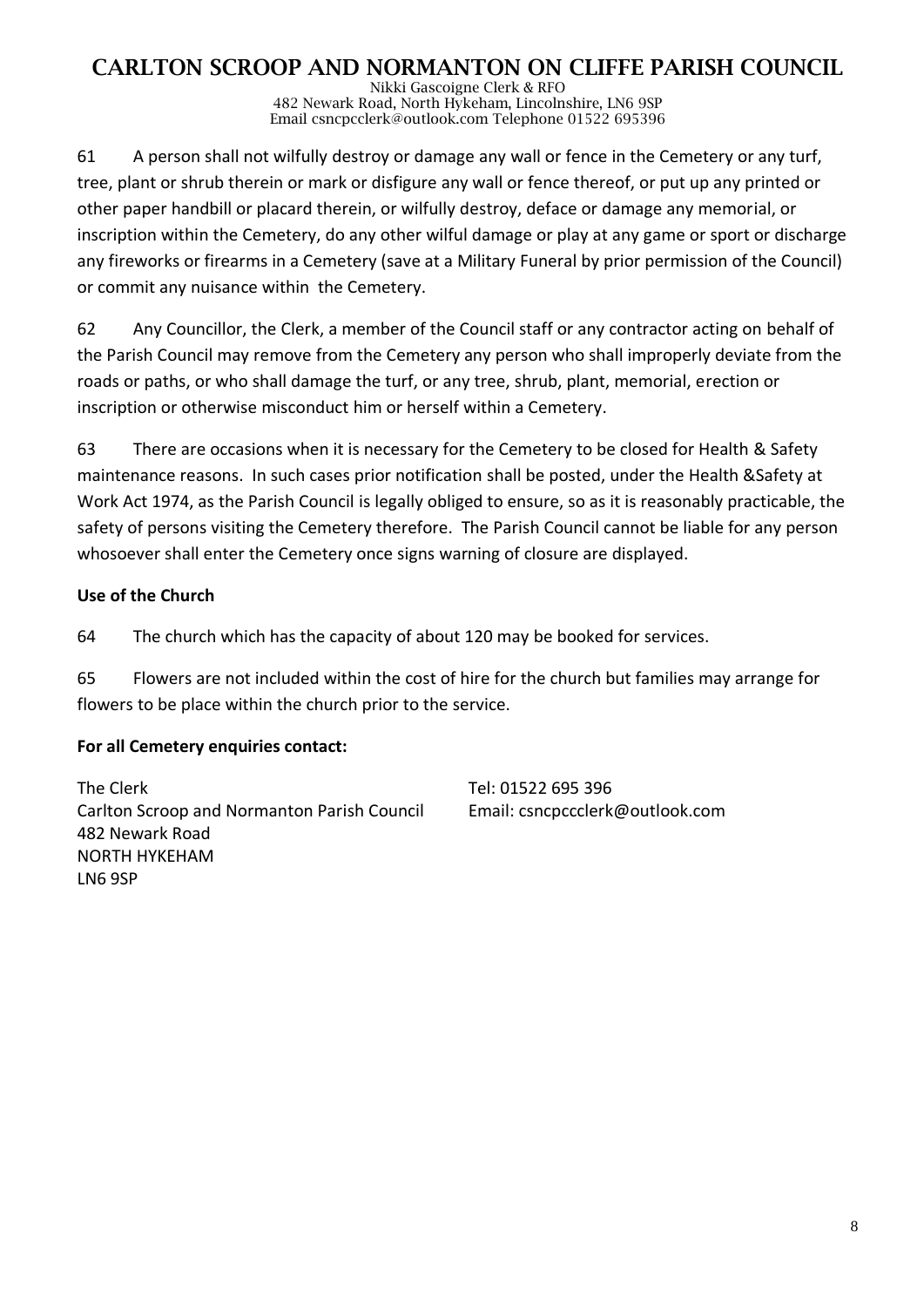61 A person shall not wilfully destroy or damage any wall or fence in the Cemetery or any turf, tree, plant or shrub therein or mark or disfigure any wall or fence thereof, or put up any printed or other paper handbill or placard therein, or wilfully destroy, deface or damage any memorial, or inscription within the Cemetery, do any other wilful damage or play at any game or sport or discharge any fireworks or firearms in a Cemetery (save at a Military Funeral by prior permission of the Council) or commit any nuisance within the Cemetery.

62 Any Councillor, the Clerk, a member of the Council staff or any contractor acting on behalf of the Parish Council may remove from the Cemetery any person who shall improperly deviate from the roads or paths, or who shall damage the turf, or any tree, shrub, plant, memorial, erection or inscription or otherwise misconduct him or herself within a Cemetery.

63 There are occasions when it is necessary for the Cemetery to be closed for Health & Safety maintenance reasons. In such cases prior notification shall be posted, under the Health &Safety at Work Act 1974, as the Parish Council is legally obliged to ensure, so as it is reasonably practicable, the safety of persons visiting the Cemetery therefore. The Parish Council cannot be liable for any person whosoever shall enter the Cemetery once signs warning of closure are displayed.

**Use of the Church**

64 The church which has the capacity of about 120 may be booked for services.

65 Flowers are not included within the cost of hire for the church but families may arrange for flowers to be place within the church prior to the service.

**For all Cemetery enquiries contact:**

The Clerk
Carlton Scroop and Normanton Parish Council
482 Newark Road
NORTH HYKEHAM
LN6 9SP

Tel: 01522 695 396
Email: csncpccclerk@outlook.com